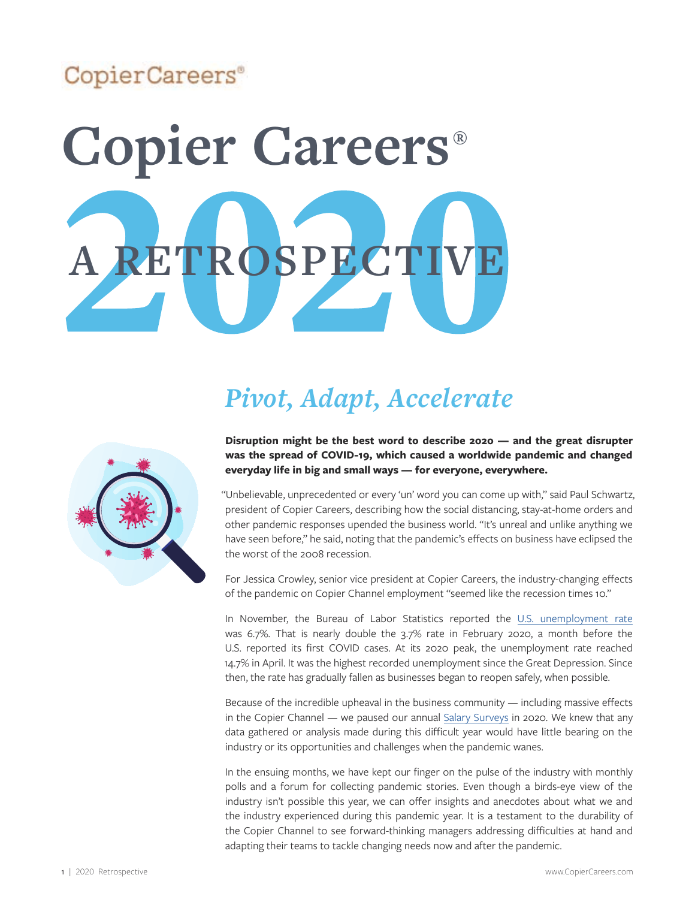CopierCareers®

# Copier Careers®

# 2020 A RETROSPECTIVE

## *Pivot, Adapt, Accelerate*

**Disruption might be the best word to describe 2020 — and the great disrupter was the spread of COVID-19, which caused a worldwide pandemic and changed everyday life in big and small ways — for everyone, everywhere.**

"Unbelievable, unprecedented or every 'un' word you can come up with," said Paul Schwartz, president of Copier Careers, describing how the social distancing, stay-at-home orders and other pandemic responses upended the business world. "It's unreal and unlike anything we have seen before," he said, noting that the pandemic's effects on business have eclipsed the the worst of the 2008 recession.

For Jessica Crowley, senior vice president at Copier Careers, the industry-changing effects of the pandemic on Copier Channel employment "seemed like the recession times 10."

In November, the Bureau of Labor Statistics reported the U.S. unemployment rate was 6.7%. That is nearly double the 3.7% rate in February 2020, a month before the U.S. reported its first COVID cases. At its 2020 peak, the unemployment rate reached 14.7% in April. It was the highest recorded unemployment since the Great Depression. Since then, the rate has gradually fallen as businesses began to reopen safely, when possible.

Because of the incredible upheaval in the business community — including massive effects in the Copier Channel — we paused our annual Salary Surveys in 2020. We knew that any data gathered or analysis made during this difficult year would have little bearing on the industry or its opportunities and challenges when the pandemic wanes.

In the ensuing months, we have kept our finger on the pulse of the industry with monthly polls and a forum for collecting pandemic stories. Even though a birds-eye view of the industry isn't possible this year, we can offer insights and anecdotes about what we and the industry experienced during this pandemic year. It is a testament to the durability of the Copier Channel to see forward-thinking managers addressing difficulties at hand and adapting their teams to tackle changing needs now and after the pandemic.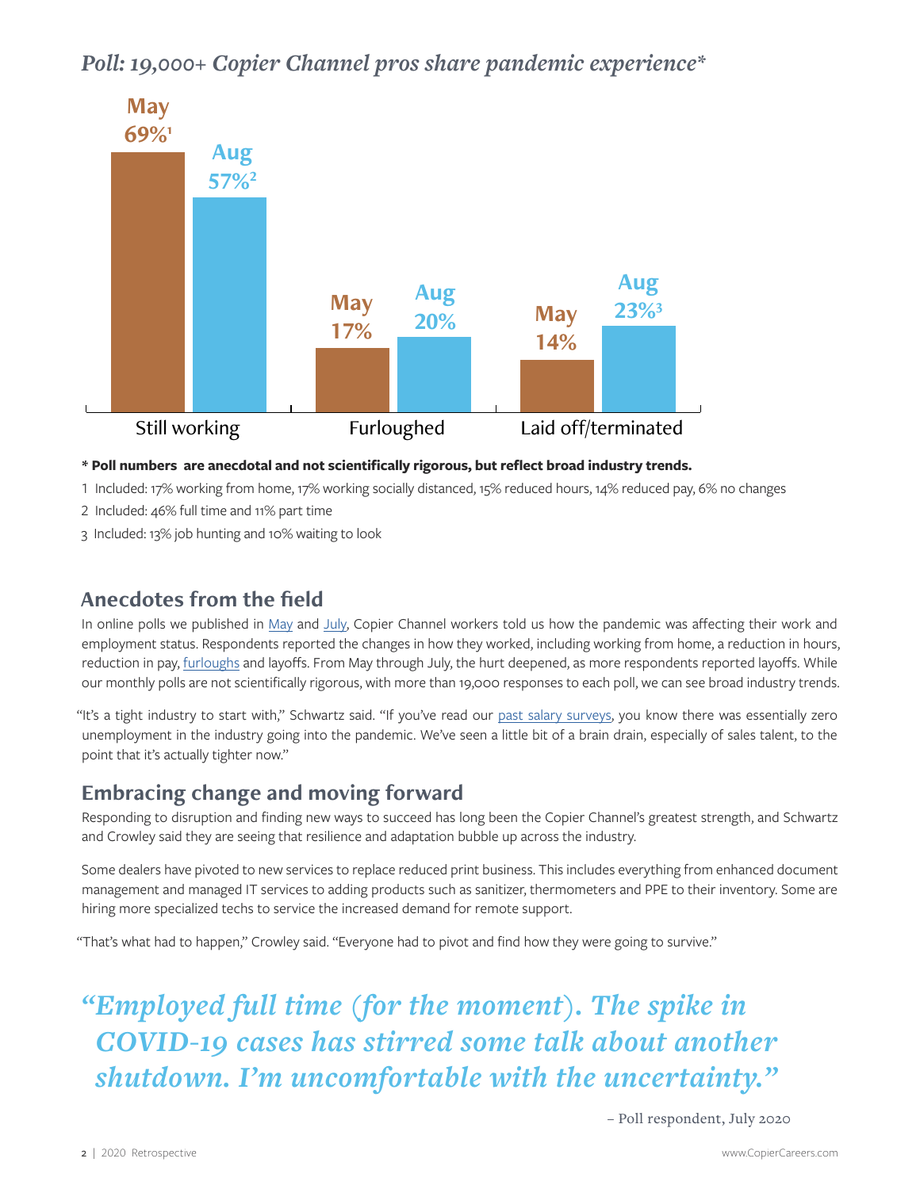## *Poll: 19,000+ Copier Channel pros share pandemic experience**

| | May | Aug |
|---|---|---|
| Still working | 69%[1] | 57%[2] |
| Furloughed | 17% | 20% |
| Laid off/terminated | 14% | 23%[3] |

**\* Poll numbers are anecdotal and not scientifically rigorous, but reflect broad industry trends.**

1 Included: 17% working from home, 17% working socially distanced, 15% reduced hours, 14% reduced pay, 6% no changes

2 Included: 46% full time and 11% part time

3 Included: 13% job hunting and 10% waiting to look

## Anecdotes from the field

In online polls we published in May and July, Copier Channel workers told us how the pandemic was affecting their work and employment status. Respondents reported the changes in how they worked, including working from home, a reduction in hours, reduction in pay, furloughs and layoffs. From May through July, the hurt deepened, as more respondents reported layoffs. While our monthly polls are not scientifically rigorous, with more than 19,000 responses to each poll, we can see broad industry trends.

"It's a tight industry to start with," Schwartz said. "If you've read our past salary surveys, you know there was essentially zero unemployment in the industry going into the pandemic. We've seen a little bit of a brain drain, especially of sales talent, to the point that it's actually tighter now."

## Embracing change and moving forward

Responding to disruption and finding new ways to succeed has long been the Copier Channel's greatest strength, and Schwartz and Crowley said they are seeing that resilience and adaptation bubble up across the industry.

Some dealers have pivoted to new services to replace reduced print business. This includes everything from enhanced document management and managed IT services to adding products such as sanitizer, thermometers and PPE to their inventory. Some are hiring more specialized techs to service the increased demand for remote support.

"That's what had to happen," Crowley said. "Everyone had to pivot and find how they were going to survive."

> *"Employed full time (for the moment). The spike in COVID-19 cases has stirred some talk about another shutdown. I'm uncomfortable with the uncertainty."*
>
> – Poll respondent, July 2020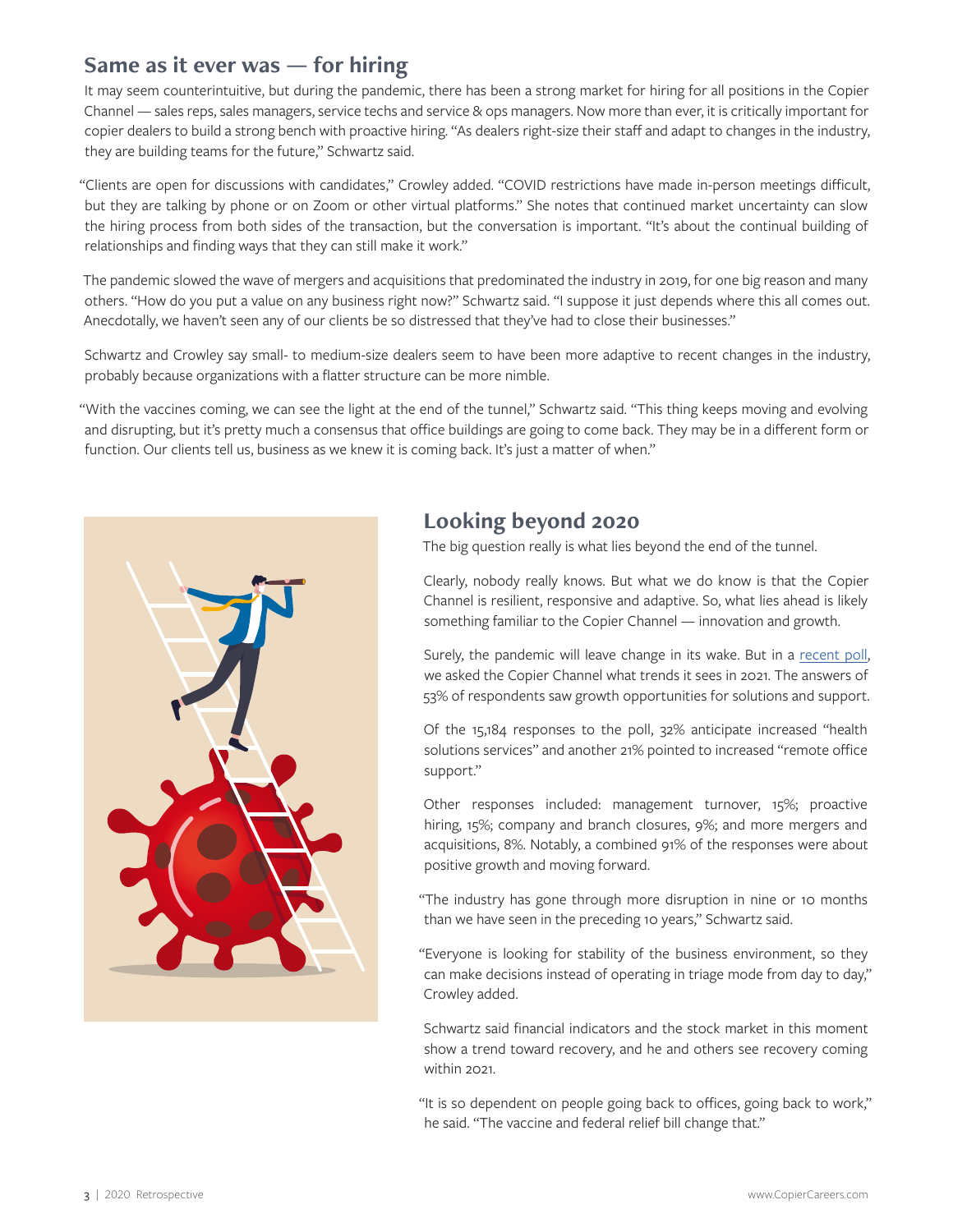## Same as it ever was — for hiring

It may seem counterintuitive, but during the pandemic, there has been a strong market for hiring for all positions in the Copier Channel — sales reps, sales managers, service techs and service & ops managers. Now more than ever, it is critically important for copier dealers to build a strong bench with proactive hiring. "As dealers right-size their staff and adapt to changes in the industry, they are building teams for the future," Schwartz said.

"Clients are open for discussions with candidates," Crowley added. "COVID restrictions have made in-person meetings difficult, but they are talking by phone or on Zoom or other virtual platforms." She notes that continued market uncertainty can slow the hiring process from both sides of the transaction, but the conversation is important. "It's about the continual building of relationships and finding ways that they can still make it work."

The pandemic slowed the wave of mergers and acquisitions that predominated the industry in 2019, for one big reason and many others. "How do you put a value on any business right now?" Schwartz said. "I suppose it just depends where this all comes out. Anecdotally, we haven't seen any of our clients be so distressed that they've had to close their businesses."

Schwartz and Crowley say small- to medium-size dealers seem to have been more adaptive to recent changes in the industry, probably because organizations with a flatter structure can be more nimble.

"With the vaccines coming, we can see the light at the end of the tunnel," Schwartz said. "This thing keeps moving and evolving and disrupting, but it's pretty much a consensus that office buildings are going to come back. They may be in a different form or function. Our clients tell us, business as we knew it is coming back. It's just a matter of when."

## Looking beyond 2020

The big question really is what lies beyond the end of the tunnel.

Clearly, nobody really knows. But what we do know is that the Copier Channel is resilient, responsive and adaptive. So, what lies ahead is likely something familiar to the Copier Channel — innovation and growth.

Surely, the pandemic will leave change in its wake. But in a recent poll, we asked the Copier Channel what trends it sees in 2021. The answers of 53% of respondents saw growth opportunities for solutions and support.

Of the 15,184 responses to the poll, 32% anticipate increased "health solutions services" and another 21% pointed to increased "remote office support."

Other responses included: management turnover, 15%; proactive hiring, 15%; company and branch closures, 9%; and more mergers and acquisitions, 8%. Notably, a combined 91% of the responses were about positive growth and moving forward.

"The industry has gone through more disruption in nine or 10 months than we have seen in the preceding 10 years," Schwartz said.

"Everyone is looking for stability of the business environment, so they can make decisions instead of operating in triage mode from day to day," Crowley added.

Schwartz said financial indicators and the stock market in this moment show a trend toward recovery, and he and others see recovery coming within 2021.

"It is so dependent on people going back to offices, going back to work," he said. "The vaccine and federal relief bill change that."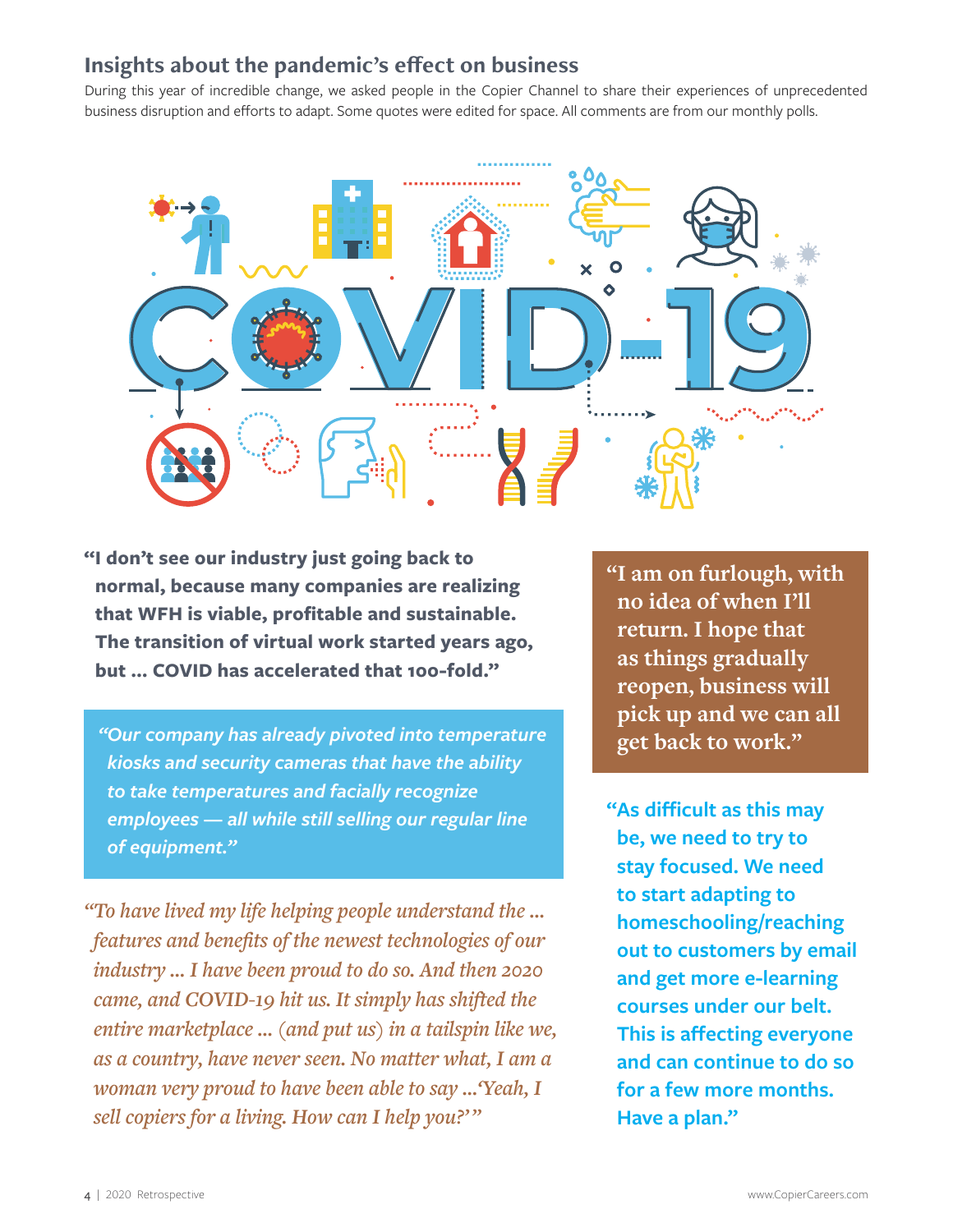## Insights about the pandemic's effect on business

During this year of incredible change, we asked people in the Copier Channel to share their experiences of unprecedented business disruption and efforts to adapt. Some quotes were edited for space. All comments are from our monthly polls.

**"I don't see our industry just going back to normal, because many companies are realizing that WFH is viable, profitable and sustainable. The transition of virtual work started years ago, but ... COVID has accelerated that 100-fold."**

*"Our company has already pivoted into temperature kiosks and security cameras that have the ability to take temperatures and facially recognize employees — all while still selling our regular line of equipment."*

*"To have lived my life helping people understand the ... features and benefits of the newest technologies of our industry ... I have been proud to do so. And then 2020 came, and COVID-19 hit us. It simply has shifted the entire marketplace ... (and put us) in a tailspin like we, as a country, have never seen. No matter what, I am a woman very proud to have been able to say ... 'Yeah, I sell copiers for a living. How can I help you?'"*

"I am on furlough, with no idea of when I'll return. I hope that as things gradually reopen, business will pick up and we can all get back to work."

**"As difficult as this may be, we need to try to stay focused. We need to start adapting to homeschooling/reaching out to customers by email and get more e-learning courses under our belt. This is affecting everyone and can continue to do so for a few more months. Have a plan."**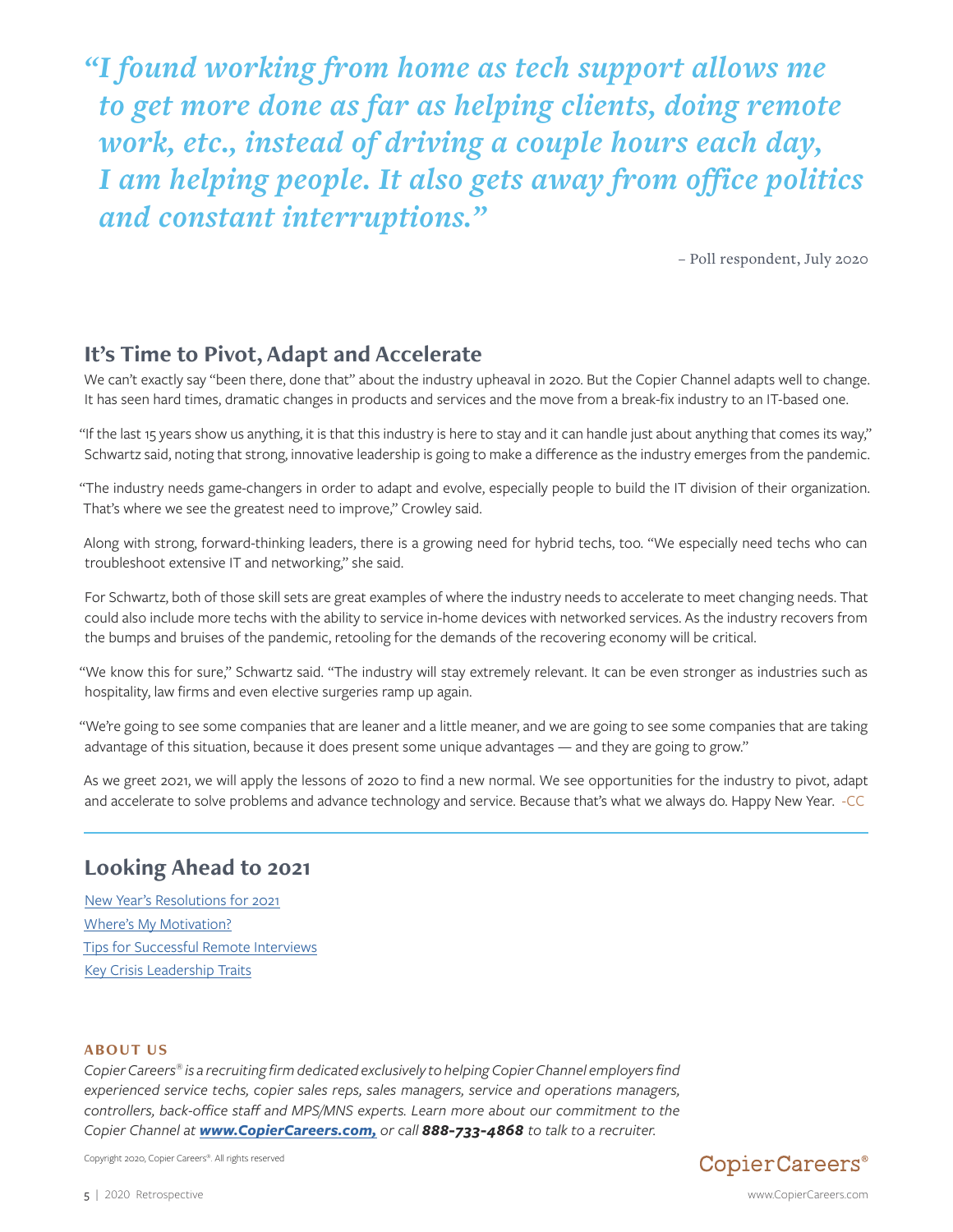*"I found working from home as tech support allows me to get more done as far as helping clients, doing remote work, etc., instead of driving a couple hours each day, I am helping people. It also gets away from office politics and constant interruptions."*

– Poll respondent, July 2020

## It's Time to Pivot, Adapt and Accelerate

We can't exactly say "been there, done that" about the industry upheaval in 2020. But the Copier Channel adapts well to change. It has seen hard times, dramatic changes in products and services and the move from a break-fix industry to an IT-based one.

"If the last 15 years show us anything, it is that this industry is here to stay and it can handle just about anything that comes its way," Schwartz said, noting that strong, innovative leadership is going to make a difference as the industry emerges from the pandemic.

"The industry needs game-changers in order to adapt and evolve, especially people to build the IT division of their organization. That's where we see the greatest need to improve," Crowley said.

Along with strong, forward-thinking leaders, there is a growing need for hybrid techs, too. "We especially need techs who can troubleshoot extensive IT and networking," she said.

For Schwartz, both of those skill sets are great examples of where the industry needs to accelerate to meet changing needs. That could also include more techs with the ability to service in-home devices with networked services. As the industry recovers from the bumps and bruises of the pandemic, retooling for the demands of the recovering economy will be critical.

"We know this for sure," Schwartz said. "The industry will stay extremely relevant. It can be even stronger as industries such as hospitality, law firms and even elective surgeries ramp up again.

"We're going to see some companies that are leaner and a little meaner, and we are going to see some companies that are taking advantage of this situation, because it does present some unique advantages — and they are going to grow."

As we greet 2021, we will apply the lessons of 2020 to find a new normal. We see opportunities for the industry to pivot, adapt and accelerate to solve problems and advance technology and service. Because that's what we always do. Happy New Year. -CC

---

## Looking Ahead to 2021

[New Year's Resolutions for 2021]
[Where's My Motivation?]
[Tips for Successful Remote Interviews]
[Key Crisis Leadership Traits]

### ABOUT US

*Copier Careers® is a recruiting firm dedicated exclusively to helping Copier Channel employers find experienced service techs, copier sales reps, sales managers, service and operations managers, controllers, back-office staff and MPS/MNS experts. Learn more about our commitment to the Copier Channel at **www.CopierCareers.com,** or call **888-733-4868** to talk to a recruiter.*

Copyright 2020, Copier Careers®. All rights reserved

CopierCareers®